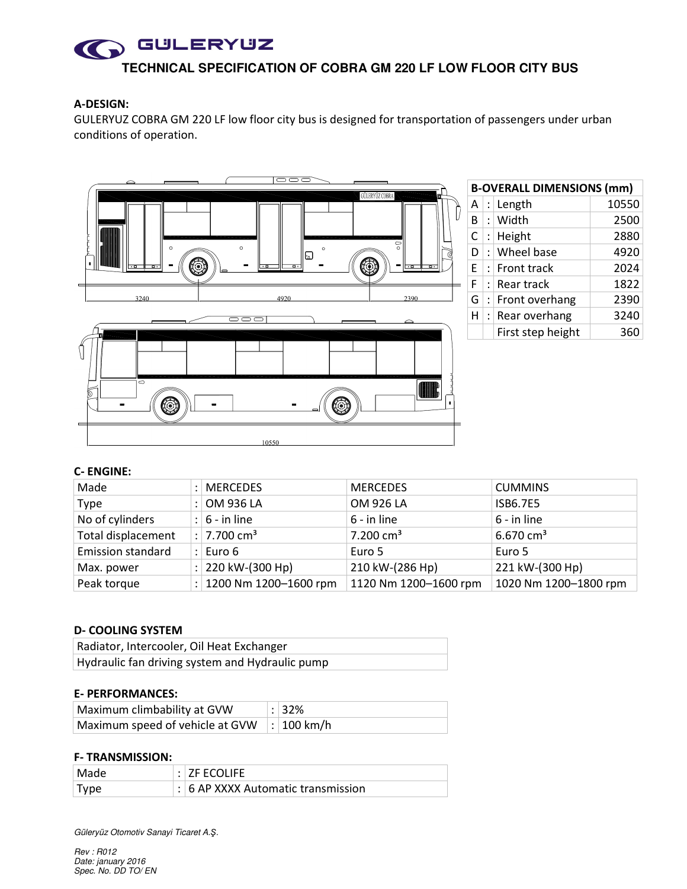# GÜLERYÜZ

## TECHNICAL SPECIFICATION OF COBRA GM 220 LF LOW FLOOR CITY BUS

### A-DESIGN:

GULERYUZ COBRA GM 220 LF low floor city bus is designed for transportation of passengers under urban conditions of operation.

| B-OVERALL DIMENSIONS (mm) | | | |
|---|---|---|---|
| A | : | Length | 10550 |
| B | : | Width | 2500 |
| C | : | Height | 2880 |
| D | : | Wheel base | 4920 |
| E | : | Front track | 2024 |
| F | : | Rear track | 1822 |
| G | : | Front overhang | 2390 |
| H | : | Rear overhang | 3240 |
| | | First step height | 360 |

### C- ENGINE:

| Made | : | MERCEDES | MERCEDES | CUMMINS |
|---|---|---|---|---|
| Type | : | OM 936 LA | OM 926 LA | ISB6.7E5 |
| No of cylinders | : | 6 - in line | 6 - in line | 6 - in line |
| Total displacement | : | 7.700 cm³ | 7.200 cm³ | 6.670 cm³ |
| Emission standard | : | Euro 6 | Euro 5 | Euro 5 |
| Max. power | : | 220 kW-(300 Hp) | 210 kW-(286 Hp) | 221 kW-(300 Hp) |
| Peak torque | : | 1200 Nm 1200–1600 rpm | 1120 Nm 1200–1600 rpm | 1020 Nm 1200–1800 rpm |

### D- COOLING SYSTEM

| |
|---|
| Radiator, Intercooler, Oil Heat Exchanger |
| Hydraulic fan driving system and Hydraulic pump |

### E- PERFORMANCES:

| Maximum climbability at GVW | : | 32% |
|---|---|---|
| Maximum speed of vehicle at GVW | : | 100 km/h |

### F- TRANSMISSION:

| Made | : | ZF ECOLIFE |
|---|---|---|
| Type | : | 6 AP XXXX Automatic transmission |

*Güleryüz Otomotiv Sanayi Ticaret A.Ş.*

*Rev : R012*
*Date: january 2016*
*Spec. No. DD TO/ EN*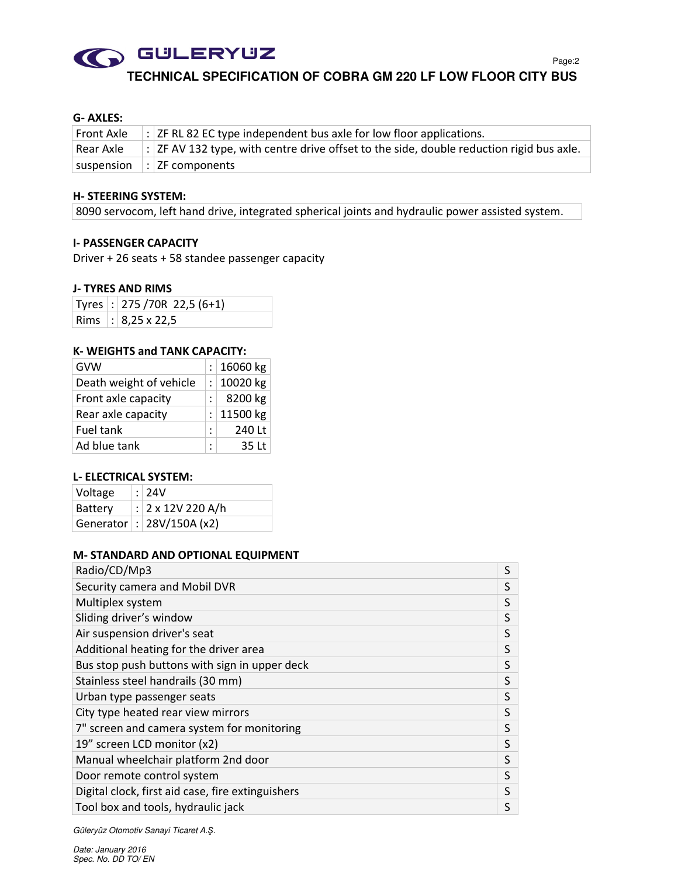## TECHNICAL SPECIFICATION OF COBRA GM 220 LF LOW FLOOR CITY BUS

### G- AXLES:

| | | |
|---|---|---|
| Front Axle | : | ZF RL 82 EC type independent bus axle for low floor applications. |
| Rear Axle | : | ZF AV 132 type, with centre drive offset to the side, double reduction rigid bus axle. |
| suspension | : | ZF components |

### H- STEERING SYSTEM:

| |
|---|
| 8090 servocom, left hand drive, integrated spherical joints and hydraulic power assisted system. |

### I- PASSENGER CAPACITY

Driver + 26 seats + 58 standee passenger capacity

### J- TYRES AND RIMS

| | | |
|---|---|---|
| Tyres | : | 275 /70R 22,5 (6+1) |
| Rims | : | 8,25 x 22,5 |

### K- WEIGHTS and TANK CAPACITY:

| | | |
|---|---|---|
| GVW | : | 16060 kg |
| Death weight of vehicle | : | 10020 kg |
| Front axle capacity | : | 8200 kg |
| Rear axle capacity | : | 11500 kg |
| Fuel tank | : | 240 Lt |
| Ad blue tank | : | 35 Lt |

### L- ELECTRICAL SYSTEM:

| | | |
|---|---|---|
| Voltage | : | 24V |
| Battery | : | 2 x 12V 220 A/h |
| Generator | : | 28V/150A (x2) |

### M- STANDARD AND OPTIONAL EQUIPMENT

| | |
|---|---|
| Radio/CD/Mp3 | S |
| Security camera and Mobil DVR | S |
| Multiplex system | S |
| Sliding driver's window | S |
| Air suspension driver's seat | S |
| Additional heating for the driver area | S |
| Bus stop push buttons with sign in upper deck | S |
| Stainless steel handrails (30 mm) | S |
| Urban type passenger seats | S |
| City type heated rear view mirrors | S |
| 7" screen and camera system for monitoring | S |
| 19" screen LCD monitor (x2) | S |
| Manual wheelchair platform 2nd door | S |
| Door remote control system | S |
| Digital clock, first aid case, fire extinguishers | S |
| Tool box and tools, hydraulic jack | S |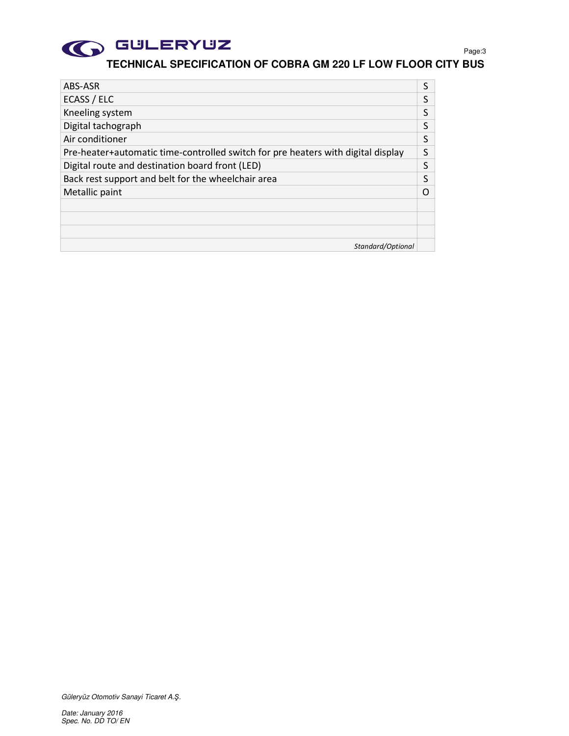# TECHNICAL SPECIFICATION OF COBRA GM 220 LF LOW FLOOR CITY BUS

| | |
|---|---|
| ABS-ASR | S |
| ECASS / ELC | S |
| Kneeling system | S |
| Digital tachograph | S |
| Air conditioner | S |
| Pre-heater+automatic time-controlled switch for pre heaters with digital display | S |
| Digital route and destination board front (LED) | S |
| Back rest support and belt for the wheelchair area | S |
| Metallic paint | O |
| | |
| | |
| | |
| *Standard/Optional* | |

*Güleryüz Otomotiv Sanayi Ticaret A.Ş.*

*Date: January 2016*
*Spec. No. DD TO/ EN*